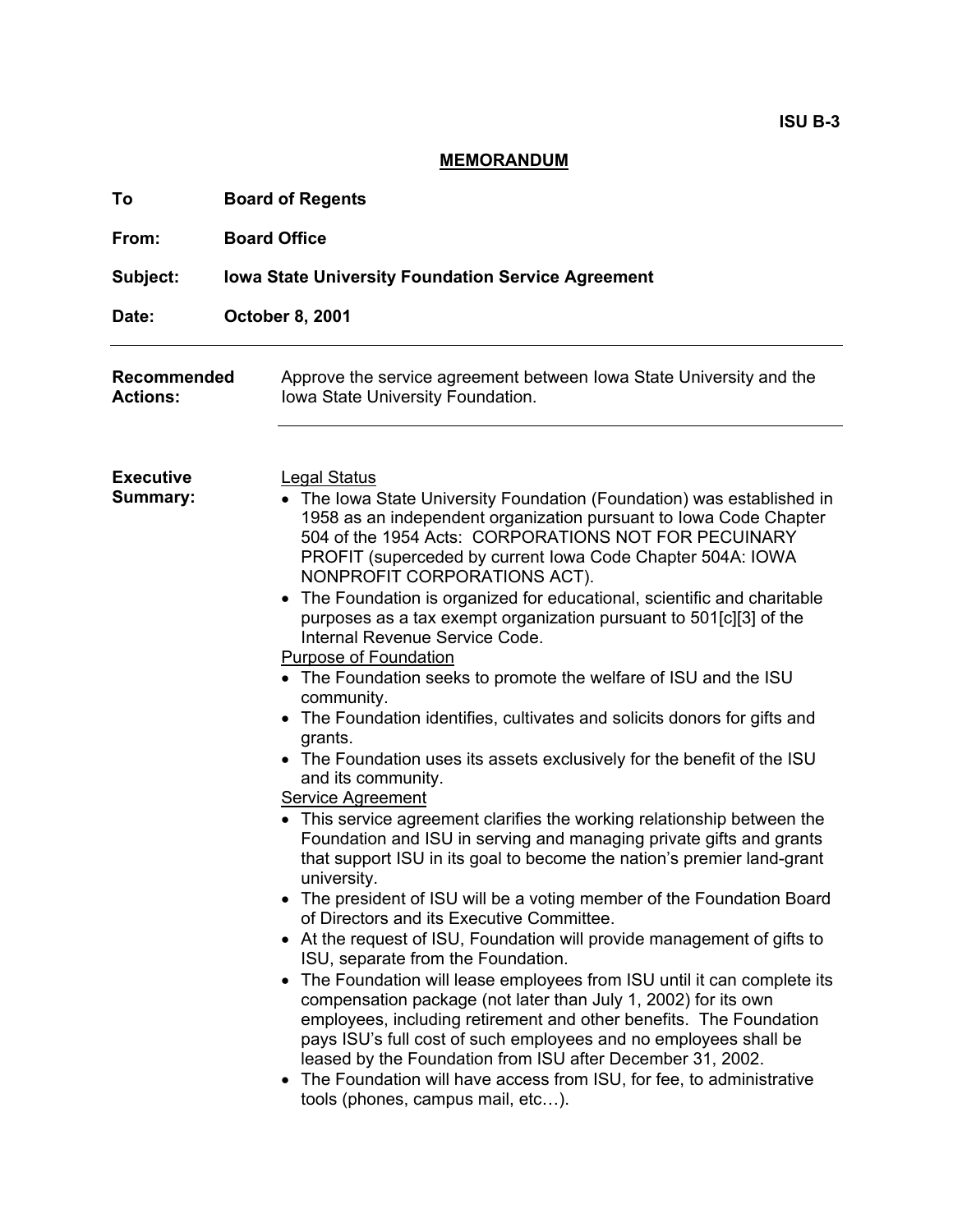ISU B-3

# MEMORANDUM

**To** **Board of Regents**

**From:** **Board Office**

**Subject:** **Iowa State University Foundation Service Agreement**

**Date:** **October 8, 2001**

---

**Recommended Actions:**

Approve the service agreement between Iowa State University and the Iowa State University Foundation.

---

**Executive Summary:**

Legal Status

- The Iowa State University Foundation (Foundation) was established in 1958 as an independent organization pursuant to Iowa Code Chapter 504 of the 1954 Acts: CORPORATIONS NOT FOR PECUINARY PROFIT (superceded by current Iowa Code Chapter 504A: IOWA NONPROFIT CORPORATIONS ACT).
- The Foundation is organized for educational, scientific and charitable purposes as a tax exempt organization pursuant to 501[c][3] of the Internal Revenue Service Code.

Purpose of Foundation

- The Foundation seeks to promote the welfare of ISU and the ISU community.
- The Foundation identifies, cultivates and solicits donors for gifts and grants.
- The Foundation uses its assets exclusively for the benefit of the ISU and its community.

Service Agreement

- This service agreement clarifies the working relationship between the Foundation and ISU in serving and managing private gifts and grants that support ISU in its goal to become the nation's premier land-grant university.
- The president of ISU will be a voting member of the Foundation Board of Directors and its Executive Committee.
- At the request of ISU, Foundation will provide management of gifts to ISU, separate from the Foundation.
- The Foundation will lease employees from ISU until it can complete its compensation package (not later than July 1, 2002) for its own employees, including retirement and other benefits. The Foundation pays ISU's full cost of such employees and no employees shall be leased by the Foundation from ISU after December 31, 2002.
- The Foundation will have access from ISU, for fee, to administrative tools (phones, campus mail, etc…).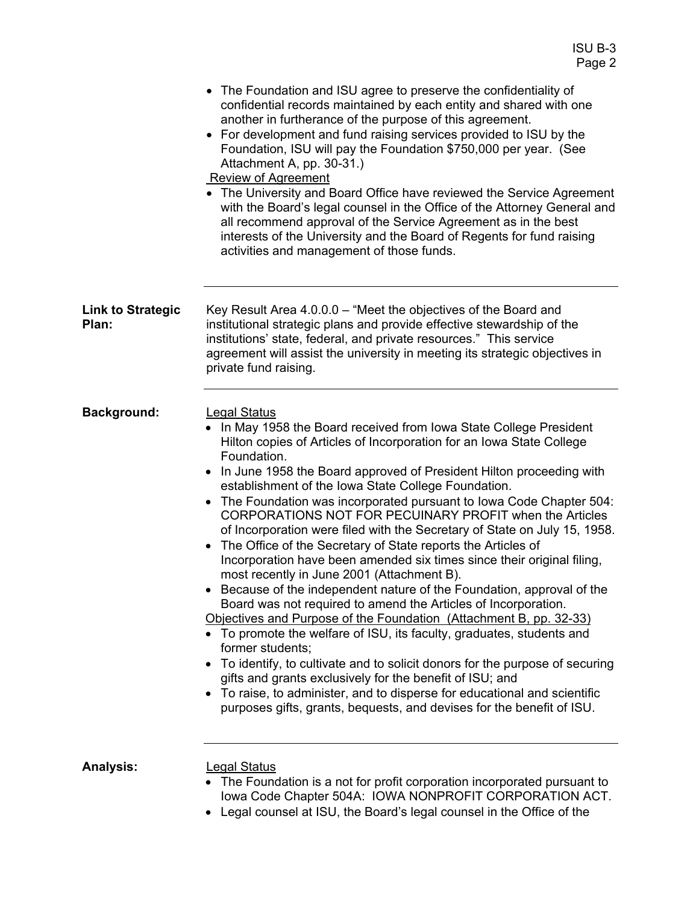- The Foundation and ISU agree to preserve the confidentiality of confidential records maintained by each entity and shared with one another in furtherance of the purpose of this agreement.
- For development and fund raising services provided to ISU by the Foundation, ISU will pay the Foundation $750,000 per year. (See Attachment A, pp. 30-31.)

Review of Agreement

- The University and Board Office have reviewed the Service Agreement with the Board's legal counsel in the Office of the Attorney General and all recommend approval of the Service Agreement as in the best interests of the University and the Board of Regents for fund raising activities and management of those funds.

---

**Link to Strategic Plan:**

Key Result Area 4.0.0.0 – "Meet the objectives of the Board and institutional strategic plans and provide effective stewardship of the institutions' state, federal, and private resources." This service agreement will assist the university in meeting its strategic objectives in private fund raising.

---

**Background:**

Legal Status

- In May 1958 the Board received from Iowa State College President Hilton copies of Articles of Incorporation for an Iowa State College Foundation.
- In June 1958 the Board approved of President Hilton proceeding with establishment of the Iowa State College Foundation.
- The Foundation was incorporated pursuant to Iowa Code Chapter 504: CORPORATIONS NOT FOR PECUNIARY PROFIT when the Articles of Incorporation were filed with the Secretary of State on July 15, 1958.
- The Office of the Secretary of State reports the Articles of Incorporation have been amended six times since their original filing, most recently in June 2001 (Attachment B).
- Because of the independent nature of the Foundation, approval of the Board was not required to amend the Articles of Incorporation.

Objectives and Purpose of the Foundation (Attachment B, pp. 32-33)

- To promote the welfare of ISU, its faculty, graduates, students and former students;
- To identify, to cultivate and to solicit donors for the purpose of securing gifts and grants exclusively for the benefit of ISU; and
- To raise, to administer, and to disperse for educational and scientific purposes gifts, grants, bequests, and devises for the benefit of ISU.

---

**Analysis:**

Legal Status

- The Foundation is a not for profit corporation incorporated pursuant to Iowa Code Chapter 504A: IOWA NONPROFIT CORPORATION ACT.
- Legal counsel at ISU, the Board's legal counsel in the Office of the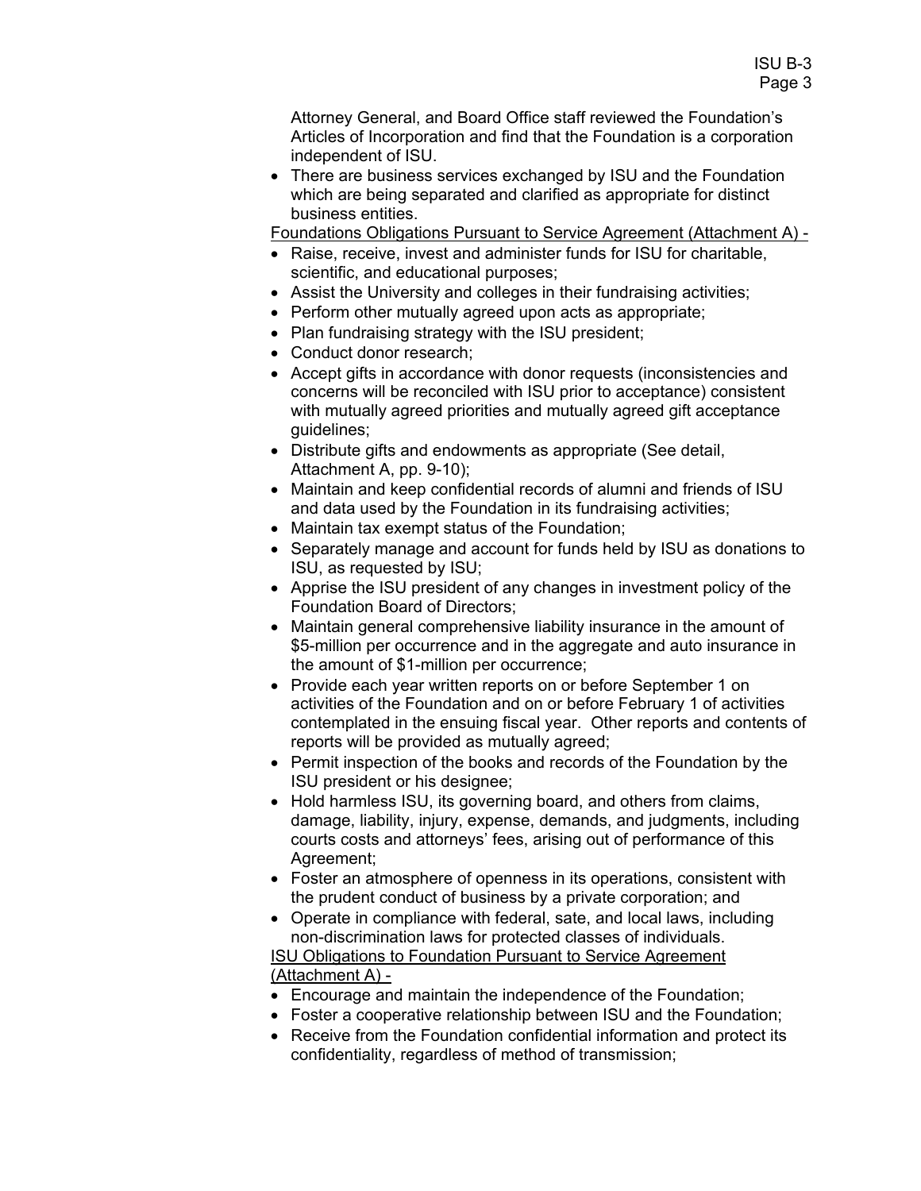Attorney General, and Board Office staff reviewed the Foundation's Articles of Incorporation and find that the Foundation is a corporation independent of ISU.

- There are business services exchanged by ISU and the Foundation which are being separated and clarified as appropriate for distinct business entities.

<u>Foundations Obligations Pursuant to Service Agreement (Attachment A) -</u>

- Raise, receive, invest and administer funds for ISU for charitable, scientific, and educational purposes;
- Assist the University and colleges in their fundraising activities;
- Perform other mutually agreed upon acts as appropriate;
- Plan fundraising strategy with the ISU president;
- Conduct donor research;
- Accept gifts in accordance with donor requests (inconsistencies and concerns will be reconciled with ISU prior to acceptance) consistent with mutually agreed priorities and mutually agreed gift acceptance guidelines;
- Distribute gifts and endowments as appropriate (See detail, Attachment A, pp. 9-10);
- Maintain and keep confidential records of alumni and friends of ISU and data used by the Foundation in its fundraising activities;
- Maintain tax exempt status of the Foundation;
- Separately manage and account for funds held by ISU as donations to ISU, as requested by ISU;
- Apprise the ISU president of any changes in investment policy of the Foundation Board of Directors;
- Maintain general comprehensive liability insurance in the amount of $5-million per occurrence and in the aggregate and auto insurance in the amount of $1-million per occurrence;
- Provide each year written reports on or before September 1 on activities of the Foundation and on or before February 1 of activities contemplated in the ensuing fiscal year. Other reports and contents of reports will be provided as mutually agreed;
- Permit inspection of the books and records of the Foundation by the ISU president or his designee;
- Hold harmless ISU, its governing board, and others from claims, damage, liability, injury, expense, demands, and judgments, including courts costs and attorneys' fees, arising out of performance of this Agreement;
- Foster an atmosphere of openness in its operations, consistent with the prudent conduct of business by a private corporation; and
- Operate in compliance with federal, sate, and local laws, including non-discrimination laws for protected classes of individuals.

<u>ISU Obligations to Foundation Pursuant to Service Agreement (Attachment A) -</u>

- Encourage and maintain the independence of the Foundation;
- Foster a cooperative relationship between ISU and the Foundation;
- Receive from the Foundation confidential information and protect its confidentiality, regardless of method of transmission;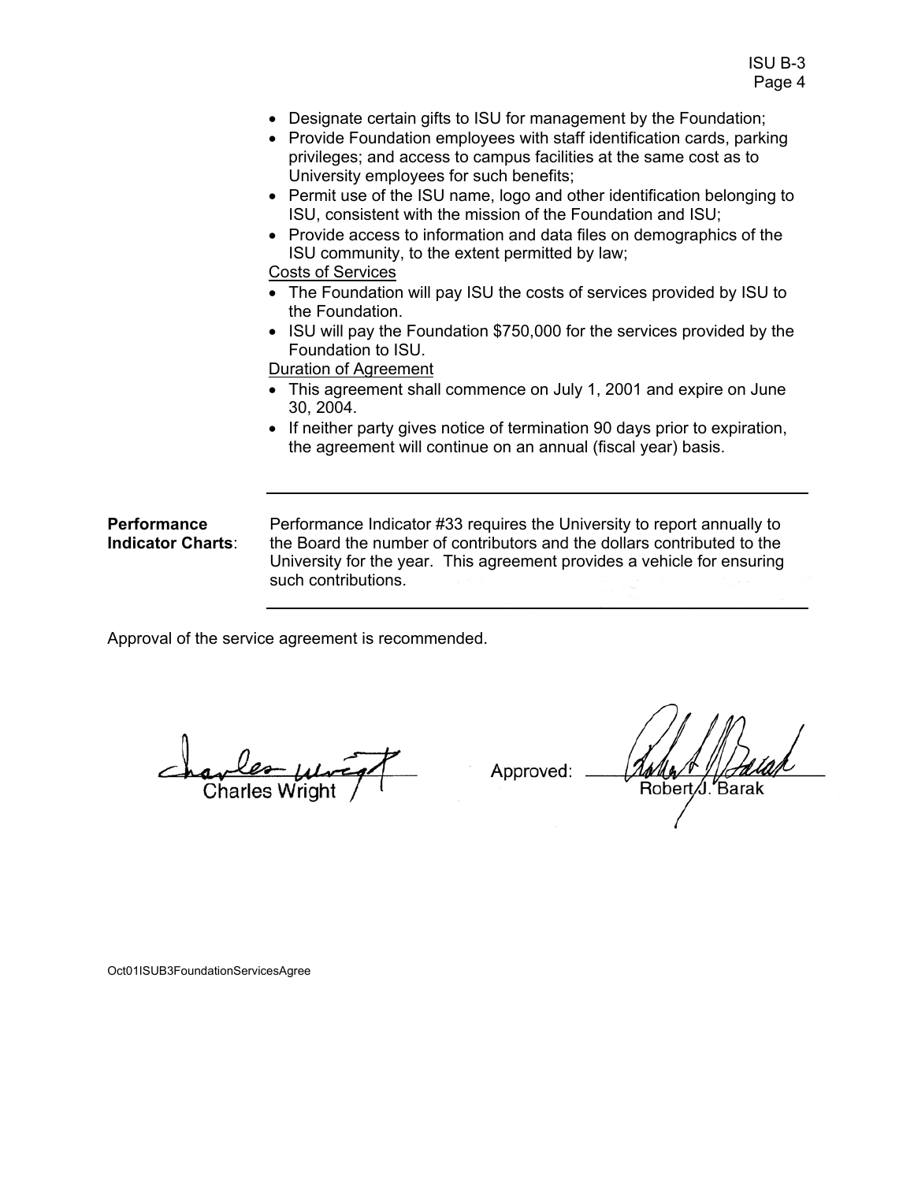- Designate certain gifts to ISU for management by the Foundation;
- Provide Foundation employees with staff identification cards, parking privileges; and access to campus facilities at the same cost as to University employees for such benefits;
- Permit use of the ISU name, logo and other identification belonging to ISU, consistent with the mission of the Foundation and ISU;
- Provide access to information and data files on demographics of the ISU community, to the extent permitted by law;

<u>Costs of Services</u>

- The Foundation will pay ISU the costs of services provided by ISU to the Foundation.
- ISU will pay the Foundation $750,000 for the services provided by the Foundation to ISU.

<u>Duration of Agreement</u>

- This agreement shall commence on July 1, 2001 and expire on June 30, 2004.
- If neither party gives notice of termination 90 days prior to expiration, the agreement will continue on an annual (fiscal year) basis.

---

**Performance Indicator Charts**: Performance Indicator #33 requires the University to report annually to the Board the number of contributors and the dollars contributed to the University for the year. This agreement provides a vehicle for ensuring such contributions.

---

Approval of the service agreement is recommended.

Charles Wright

Approved: Robert J. Barak

Oct01ISUB3FoundationServicesAgree